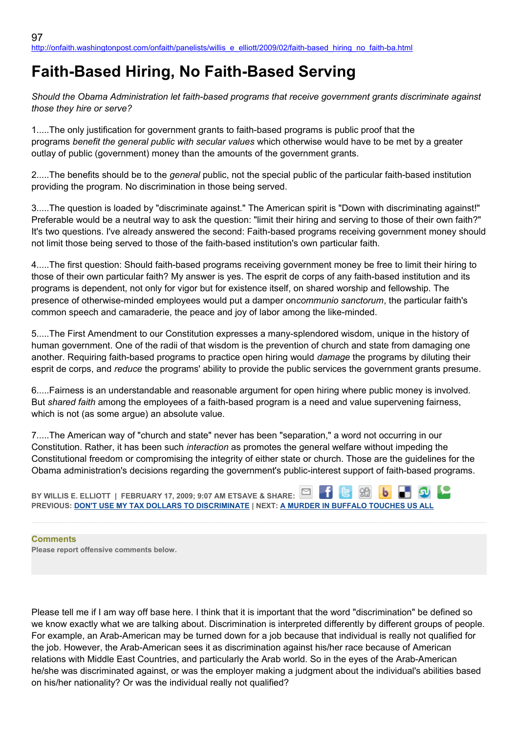http://onfaith.washingtonpost.com/onfaith/panelists/willis_e_elliott/2009/02/faith-based_hiring_no_faith-ba.html

# Faith-Based Hiring, No Faith-Based Serving

*Should the Obama Administration let faith-based programs that receive government grants discriminate against those they hire or serve?*

1.....The only justification for government grants to faith-based programs is public proof that the programs *benefit the general public with secular values* which otherwise would have to be met by a greater outlay of public (government) money than the amounts of the government grants.

2.....The benefits should be to the *general* public, not the special public of the particular faith-based institution providing the program. No discrimination in those being served.

3.....The question is loaded by "discriminate against." The American spirit is "Down with discriminating against!" Preferable would be a neutral way to ask the question: "limit their hiring and serving to those of their own faith?" It's two questions. I've already answered the second: Faith-based programs receiving government money should not limit those being served to those of the faith-based institution's own particular faith.

4.....The first question: Should faith-based programs receiving government money be free to limit their hiring to those of their own particular faith? My answer is yes. The esprit de corps of any faith-based institution and its programs is dependent, not only for vigor but for existence itself, on shared worship and fellowship. The presence of otherwise-minded employees would put a damper on*communio sanctorum*, the particular faith's common speech and camaraderie, the peace and joy of labor among the like-minded.

5.....The First Amendment to our Constitution expresses a many-splendored wisdom, unique in the history of human government. One of the radii of that wisdom is the prevention of church and state from damaging one another. Requiring faith-based programs to practice open hiring would *damage* the programs by diluting their esprit de corps, and *reduce* the programs' ability to provide the public services the government grants presume.

6.....Fairness is an understandable and reasonable argument for open hiring where public money is involved. But *shared faith* among the employees of a faith-based program is a need and value supervening fairness, which is not (as some argue) an absolute value.

7.....The American way of "church and state" never has been "separation," a word not occurring in our Constitution. Rather, it has been such *interaction* as promotes the general welfare without impeding the Constitutional freedom or compromising the integrity of either state or church. Those are the guidelines for the Obama administration's decisions regarding the government's public-interest support of faith-based programs.

**BY WILLIS E. ELLIOTT | FEBRUARY 17, 2009; 9:07 AM ET** **SAVE & SHARE:**
**PREVIOUS: DON'T USE MY TAX DOLLARS TO DISCRIMINATE | NEXT: A MURDER IN BUFFALO TOUCHES US ALL**

**Comments**
**Please report offensive comments below.**

Please tell me if I am way off base here. I think that it is important that the word "discrimination" be defined so we know exactly what we are talking about. Discrimination is interpreted differently by different groups of people. For example, an Arab-American may be turned down for a job because that individual is really not qualified for the job. However, the Arab-American sees it as discrimination against his/her race because of American relations with Middle East Countries, and particularly the Arab world. So in the eyes of the Arab-American he/she was discriminated against, or was the employer making a judgment about the individual's abilities based on his/her nationality? Or was the individual really not qualified?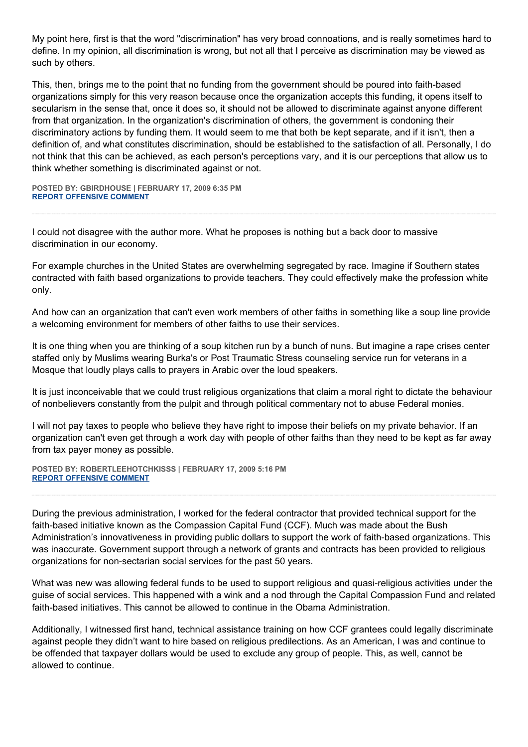My point here, first is that the word "discrimination" has very broad connoations, and is really sometimes hard to define. In my opinion, all discrimination is wrong, but not all that I perceive as discrimination may be viewed as such by others.

This, then, brings me to the point that no funding from the government should be poured into faith-based organizations simply for this very reason because once the organization accepts this funding, it opens itself to secularism in the sense that, once it does so, it should not be allowed to discriminate against anyone different from that organization. In the organization's discrimination of others, the government is condoning their discriminatory actions by funding them. It would seem to me that both be kept separate, and if it isn't, then a definition of, and what constitutes discrimination, should be established to the satisfaction of all. Personally, I do not think that this can be achieved, as each person's perceptions vary, and it is our perceptions that allow us to think whether something is discriminated against or not.

**POSTED BY: GBIRDHOUSE | FEBRUARY 17, 2009 6:35 PM**
**REPORT OFFENSIVE COMMENT**

---

I could not disagree with the author more. What he proposes is nothing but a back door to massive discrimination in our economy.

For example churches in the United States are overwhelming segregated by race. Imagine if Southern states contracted with faith based organizations to provide teachers. They could effectively make the profession white only.

And how can an organization that can't even work members of other faiths in something like a soup line provide a welcoming environment for members of other faiths to use their services.

It is one thing when you are thinking of a soup kitchen run by a bunch of nuns. But imagine a rape crises center staffed only by Muslims wearing Burka's or Post Traumatic Stress counseling service run for veterans in a Mosque that loudly plays calls to prayers in Arabic over the loud speakers.

It is just inconceivable that we could trust religious organizations that claim a moral right to dictate the behaviour of nonbelievers constantly from the pulpit and through political commentary not to abuse Federal monies.

I will not pay taxes to people who believe they have right to impose their beliefs on my private behavior. If an organization can't even get through a work day with people of other faiths than they need to be kept as far away from tax payer money as possible.

**POSTED BY: ROBERTLEEHOTCHKISSS | FEBRUARY 17, 2009 5:16 PM**
**REPORT OFFENSIVE COMMENT**

---

During the previous administration, I worked for the federal contractor that provided technical support for the faith-based initiative known as the Compassion Capital Fund (CCF). Much was made about the Bush Administration's innovativeness in providing public dollars to support the work of faith-based organizations. This was inaccurate. Government support through a network of grants and contracts has been provided to religious organizations for non-sectarian social services for the past 50 years.

What was new was allowing federal funds to be used to support religious and quasi-religious activities under the guise of social services. This happened with a wink and a nod through the Capital Compassion Fund and related faith-based initiatives. This cannot be allowed to continue in the Obama Administration.

Additionally, I witnessed first hand, technical assistance training on how CCF grantees could legally discriminate against people they didn't want to hire based on religious predilections. As an American, I was and continue to be offended that taxpayer dollars would be used to exclude any group of people. This, as well, cannot be allowed to continue.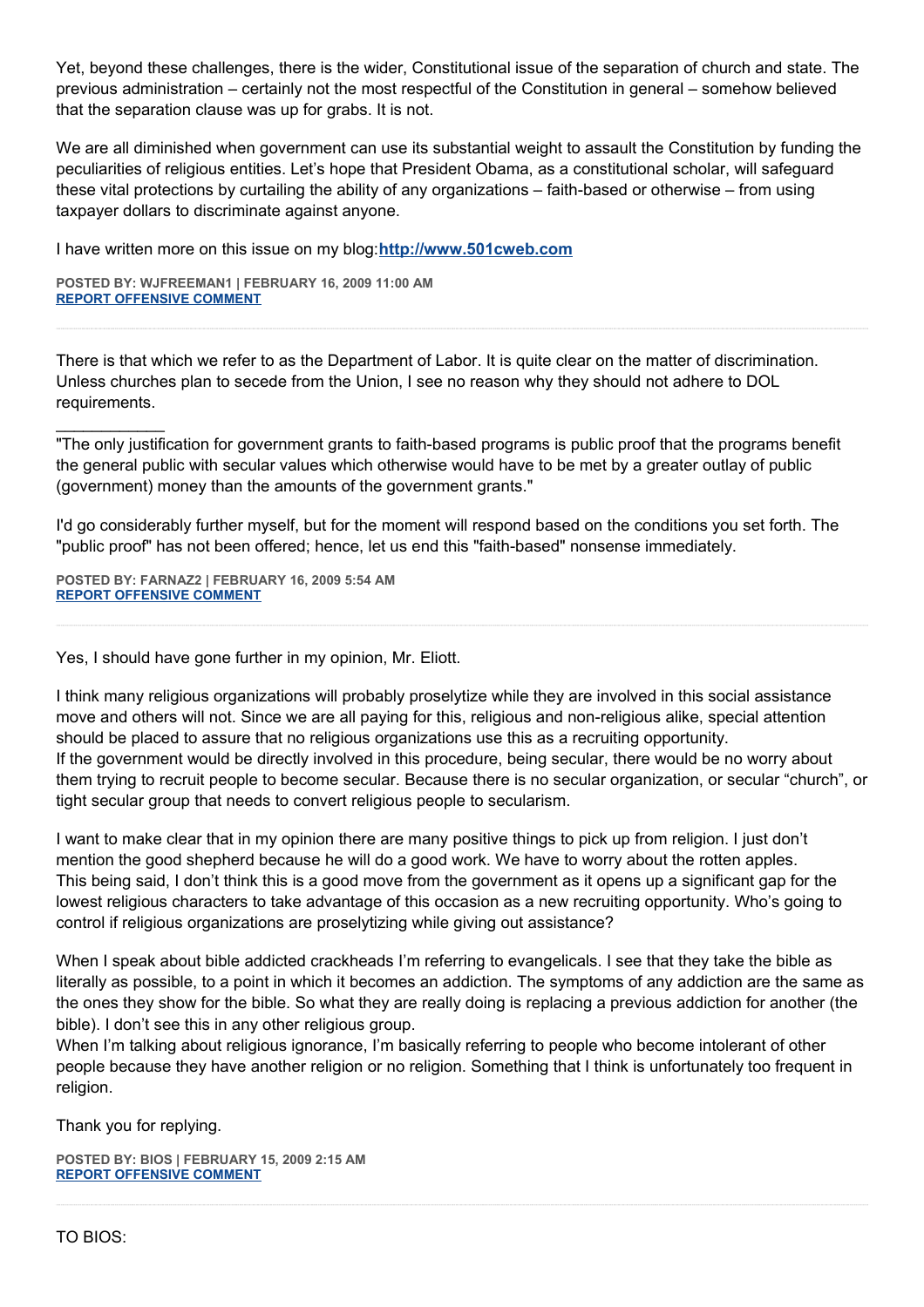Yet, beyond these challenges, there is the wider, Constitutional issue of the separation of church and state. The previous administration – certainly not the most respectful of the Constitution in general – somehow believed that the separation clause was up for grabs. It is not.

We are all diminished when government can use its substantial weight to assault the Constitution by funding the peculiarities of religious entities. Let's hope that President Obama, as a constitutional scholar, will safeguard these vital protections by curtailing the ability of any organizations – faith-based or otherwise – from using taxpayer dollars to discriminate against anyone.

I have written more on this issue on my blog:**[http://www.501cweb.com](http://www.501cweb.com)**

**POSTED BY: WJFREEMAN1 | FEBRUARY 16, 2009 11:00 AM**
**REPORT OFFENSIVE COMMENT**

---

There is that which we refer to as the Department of Labor. It is quite clear on the matter of discrimination. Unless churches plan to secede from the Union, I see no reason why they should not adhere to DOL requirements.

____________

"The only justification for government grants to faith-based programs is public proof that the programs benefit the general public with secular values which otherwise would have to be met by a greater outlay of public (government) money than the amounts of the government grants."

I'd go considerably further myself, but for the moment will respond based on the conditions you set forth. The "public proof" has not been offered; hence, let us end this "faith-based" nonsense immediately.

**POSTED BY: FARNAZ2 | FEBRUARY 16, 2009 5:54 AM**
**REPORT OFFENSIVE COMMENT**

---

Yes, I should have gone further in my opinion, Mr. Eliott.

I think many religious organizations will probably proselytize while they are involved in this social assistance move and others will not. Since we are all paying for this, religious and non-religious alike, special attention should be placed to assure that no religious organizations use this as a recruiting opportunity.
If the government would be directly involved in this procedure, being secular, there would be no worry about them trying to recruit people to become secular. Because there is no secular organization, or secular "church", or tight secular group that needs to convert religious people to secularism.

I want to make clear that in my opinion there are many positive things to pick up from religion. I just don't mention the good shepherd because he will do a good work. We have to worry about the rotten apples.
This being said, I don't think this is a good move from the government as it opens up a significant gap for the lowest religious characters to take advantage of this occasion as a new recruiting opportunity. Who's going to control if religious organizations are proselytizing while giving out assistance?

When I speak about bible addicted crackheads I'm referring to evangelicals. I see that they take the bible as literally as possible, to a point in which it becomes an addiction. The symptoms of any addiction are the same as the ones they show for the bible. So what they are really doing is replacing a previous addiction for another (the bible). I don't see this in any other religious group.
When I'm talking about religious ignorance, I'm basically referring to people who become intolerant of other people because they have another religion or no religion. Something that I think is unfortunately too frequent in religion.

Thank you for replying.

**POSTED BY: BIOS | FEBRUARY 15, 2009 2:15 AM**
**REPORT OFFENSIVE COMMENT**

---

TO BIOS: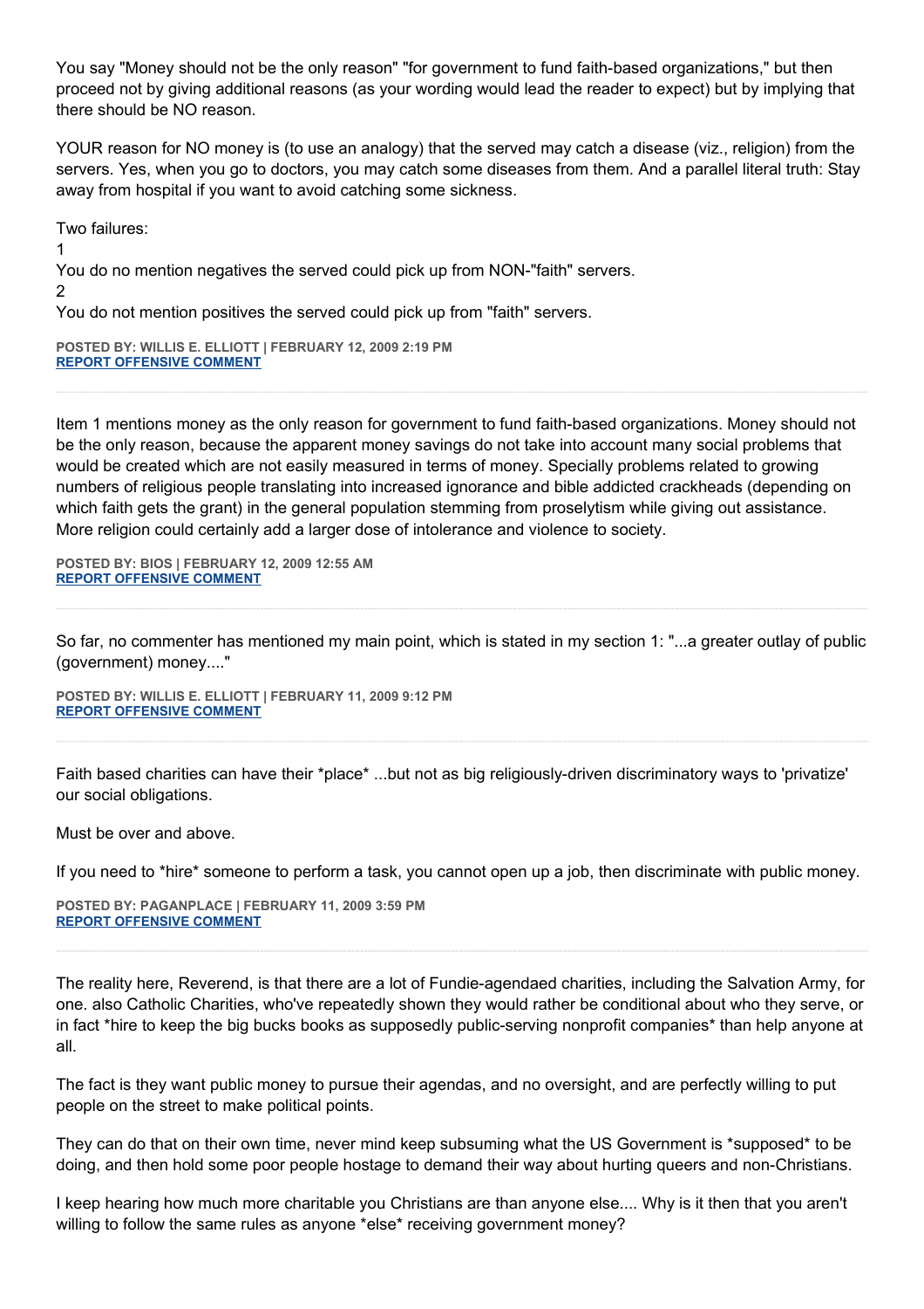You say "Money should not be the only reason" "for government to fund faith-based organizations," but then proceed not by giving additional reasons (as your wording would lead the reader to expect) but by implying that there should be NO reason.

YOUR reason for NO money is (to use an analogy) that the served may catch a disease (viz., religion) from the servers. Yes, when you go to doctors, you may catch some diseases from them. And a parallel literal truth: Stay away from hospital if you want to avoid catching some sickness.

Two failures:

1

You do no mention negatives the served could pick up from NON-"faith" servers.

2

You do not mention positives the served could pick up from "faith" servers.

**POSTED BY: WILLIS E. ELLIOTT | FEBRUARY 12, 2009 2:19 PM**
**REPORT OFFENSIVE COMMENT**

---

Item 1 mentions money as the only reason for government to fund faith-based organizations. Money should not be the only reason, because the apparent money savings do not take into account many social problems that would be created which are not easily measured in terms of money. Specially problems related to growing numbers of religious people translating into increased ignorance and bible addicted crackheads (depending on which faith gets the grant) in the general population stemming from proselytism while giving out assistance. More religion could certainly add a larger dose of intolerance and violence to society.

**POSTED BY: BIOS | FEBRUARY 12, 2009 12:55 AM**
**REPORT OFFENSIVE COMMENT**

---

So far, no commenter has mentioned my main point, which is stated in my section 1: "...a greater outlay of public (government) money...."

**POSTED BY: WILLIS E. ELLIOTT | FEBRUARY 11, 2009 9:12 PM**
**REPORT OFFENSIVE COMMENT**

---

Faith based charities can have their *place* ...but not as big religiously-driven discriminatory ways to 'privatize' our social obligations.

Must be over and above.

If you need to *hire* someone to perform a task, you cannot open up a job, then discriminate with public money.

**POSTED BY: PAGANPLACE | FEBRUARY 11, 2009 3:59 PM**
**REPORT OFFENSIVE COMMENT**

---

The reality here, Reverend, is that there are a lot of Fundie-agendaed charities, including the Salvation Army, for one. also Catholic Charities, who've repeatedly shown they would rather be conditional about who they serve, or in fact *hire to keep the big bucks books as supposedly public-serving nonprofit companies* than help anyone at all.

The fact is they want public money to pursue their agendas, and no oversight, and are perfectly willing to put people on the street to make political points.

They can do that on their own time, never mind keep subsuming what the US Government is *supposed* to be doing, and then hold some poor people hostage to demand their way about hurting queers and non-Christians.

I keep hearing how much more charitable you Christians are than anyone else.... Why is it then that you aren't willing to follow the same rules as anyone *else* receiving government money?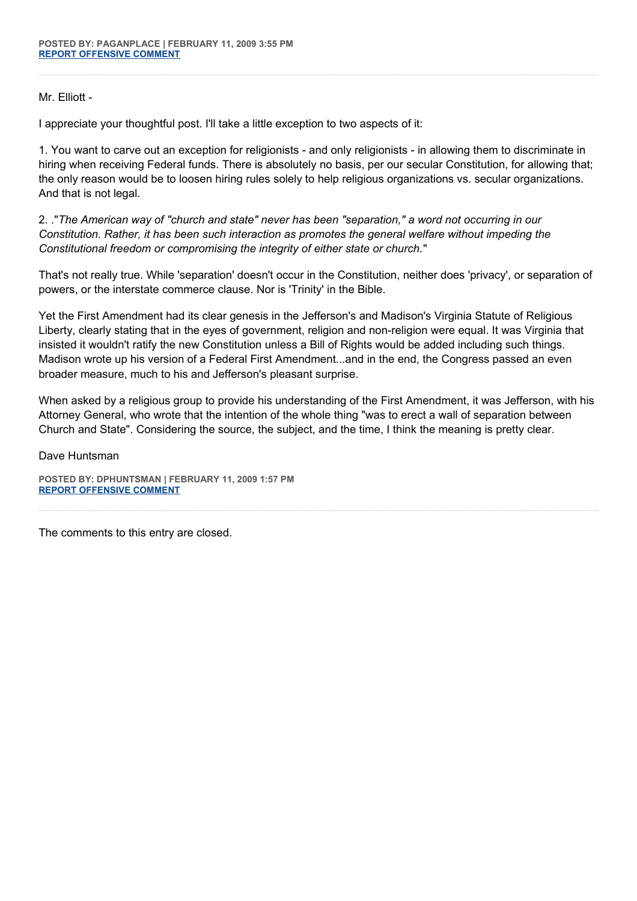**POSTED BY: PAGANPLACE | FEBRUARY 11, 2009 3:55 PM**
**REPORT OFFENSIVE COMMENT**

---

Mr. Elliott -

I appreciate your thoughtful post. I'll take a little exception to two aspects of it:

1. You want to carve out an exception for religionists - and only religionists - in allowing them to discriminate in hiring when receiving Federal funds. There is absolutely no basis, per our secular Constitution, for allowing that; the only reason would be to loosen hiring rules solely to help religious organizations vs. secular organizations. And that is not legal.

2. ."*The American way of "church and state" never has been "separation," a word not occurring in our Constitution. Rather, it has been such interaction as promotes the general welfare without impeding the Constitutional freedom or compromising the integrity of either state or church.*"

That's not really true. While 'separation' doesn't occur in the Constitution, neither does 'privacy', or separation of powers, or the interstate commerce clause. Nor is 'Trinity' in the Bible.

Yet the First Amendment had its clear genesis in the Jefferson's and Madison's Virginia Statute of Religious Liberty, clearly stating that in the eyes of government, religion and non-religion were equal. It was Virginia that insisted it wouldn't ratify the new Constitution unless a Bill of Rights would be added including such things. Madison wrote up his version of a Federal First Amendment...and in the end, the Congress passed an even broader measure, much to his and Jefferson's pleasant surprise.

When asked by a religious group to provide his understanding of the First Amendment, it was Jefferson, with his Attorney General, who wrote that the intention of the whole thing "was to erect a wall of separation between Church and State". Considering the source, the subject, and the time, I think the meaning is pretty clear.

Dave Huntsman

**POSTED BY: DPHUNTSMAN | FEBRUARY 11, 2009 1:57 PM**
**REPORT OFFENSIVE COMMENT**

---

The comments to this entry are closed.